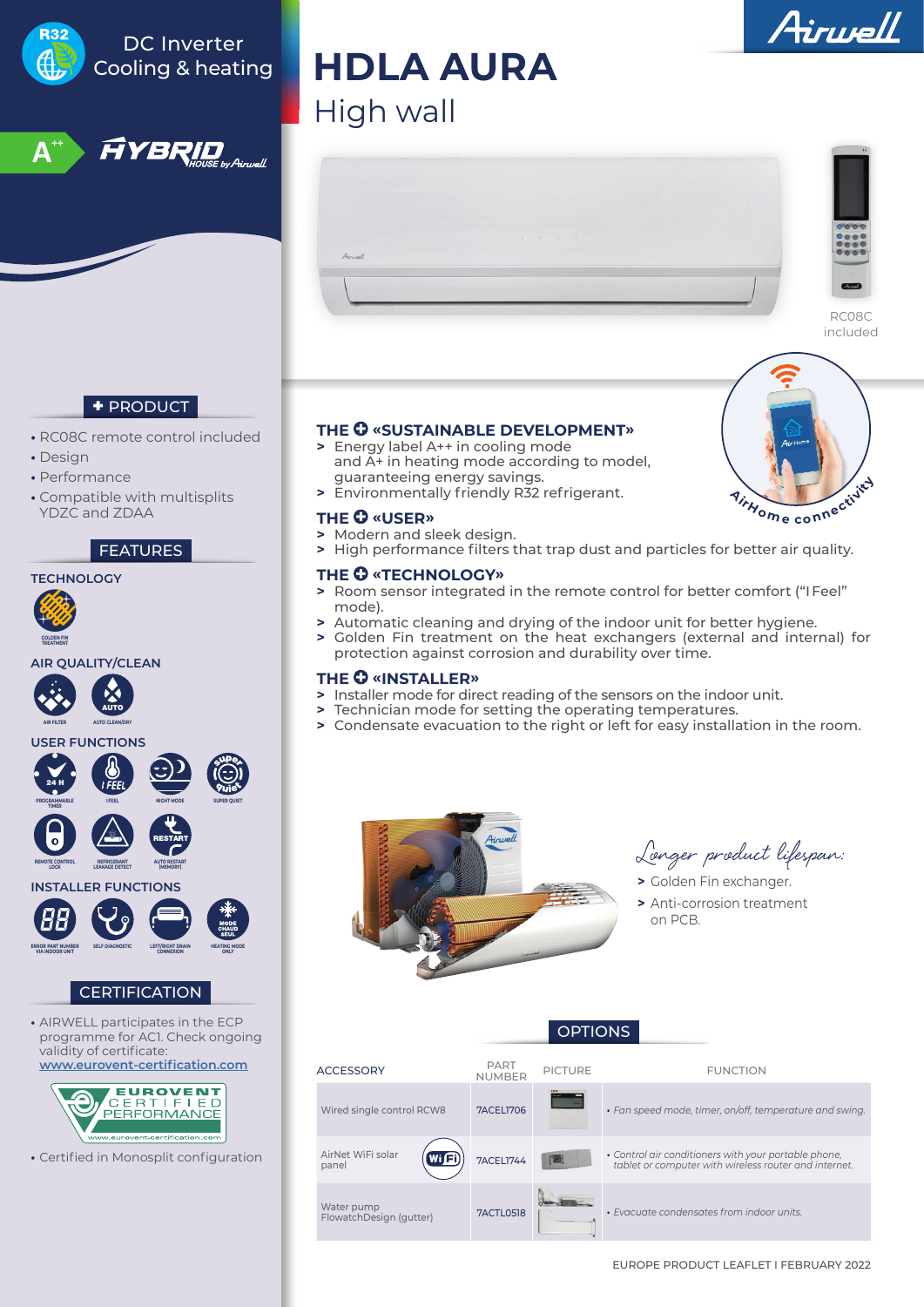R32

DC Inverter
Cooling & heating

A++ HYBRID HOUSE by Airwell

# HDLA AURA

## High wall

RC08C included

## ✚ PRODUCT

- RC08C remote control included
- Design
- Performance
- Compatible with multisplits YDZC and ZDAA

## FEATURES

### TECHNOLOGY

GOLDEN FIN TREATMENT

### AIR QUALITY/CLEAN

AIR FILTER, AUTO CLEAN/DRY

### USER FUNCTIONS

PROGRAMMABLE TIMER, I FEEL, NIGHT MODE, SUPER QUIET, REMOTE CONTROL LOCK, REFRIGERANT LEAKAGE DETECT, AUTO RESTART (MEMORY)

### INSTALLER FUNCTIONS

ERROR PART NUMBER VIA INDOOR UNIT, SELF DIAGNOSTIC, LEFT/RIGHT DRAIN CONNEXION, HEATING MODE ONLY

## CERTIFICATION

- AIRWELL participates in the ECP programme for AC1. Check ongoing validity of certificate: www.eurovent-certification.com

EUROVENT CERTIFIED PERFORMANCE
www.eurovent-certification.com

- Certified in Monosplit configuration

### THE ✚ «SUSTAINABLE DEVELOPMENT»

> Energy label A++ in cooling mode and A+ in heating mode according to model, guaranteeing energy savings.
> Environmentally friendly R32 refrigerant.

AirHome connectivity

### THE ✚ «USER»

> Modern and sleek design.
> High performance filters that trap dust and particles for better air quality.

### THE ✚ «TECHNOLOGY»

> Room sensor integrated in the remote control for better comfort ("I Feel" mode).
> Automatic cleaning and drying of the indoor unit for better hygiene.
> Golden Fin treatment on the heat exchangers (external and internal) for protection against corrosion and durability over time.

### THE ✚ «INSTALLER»

> Installer mode for direct reading of the sensors on the indoor unit.
> Technician mode for setting the operating temperatures.
> Condensate evacuation to the right or left for easy installation in the room.

*Longer product lifespan:*

> Golden Fin exchanger.
> Anti-corrosion treatment on PCB.

## OPTIONS

| ACCESSORY | PART NUMBER | PICTURE | FUNCTION |
| --- | --- | --- | --- |
| Wired single control RCW8 | 7ACEL1706 | | • *Fan speed mode, timer, on/off, temperature and swing.* |
| AirNet WiFi solar panel | 7ACEL1744 | | • *Control air conditioners with your portable phone, tablet or computer with wireless router and internet.* |
| Water pump FlowatchDesign (gutter) | 7ACTL0518 | | • *Evacuate condensates from indoor units.* |

EUROPE PRODUCT LEAFLET I FEBRUARY 2022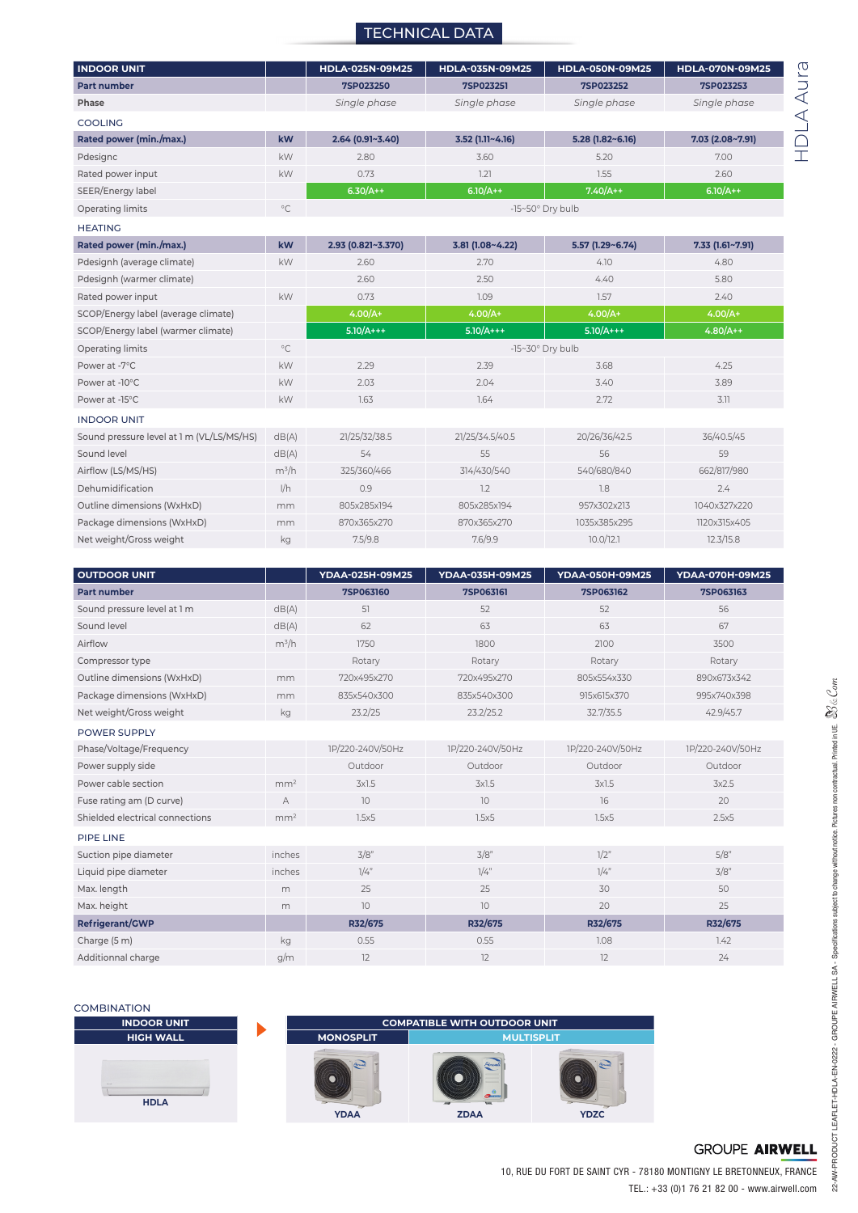# TECHNICAL DATA

HDLA Aura

| INDOOR UNIT | | HDLA-025N-09M25 | HDLA-035N-09M25 | HDLA-050N-09M25 | HDLA-070N-09M25 |
|---|---|---|---|---|---|
| **Part number** | | **7SP023250** | **7SP023251** | **7SP023252** | **7SP023253** |
| **Phase** | | *Single phase* | *Single phase* | *Single phase* | *Single phase* |
| COOLING | | | | | |
| **Rated power (min./max.)** | **kW** | **2.64 (0.91~3.40)** | **3.52 (1.11~4.16)** | **5.28 (1.82~6.16)** | **7.03 (2.08~7.91)** |
| Pdesignc | kW | 2.80 | 3.60 | 5.20 | 7.00 |
| Rated power input | kW | 0.73 | 1.21 | 1.55 | 2.60 |
| SEER/Energy label | | 6.30/A++ | 6.10/A++ | 7.40/A++ | 6.10/A++ |
| Operating limits | °C | -15~50° Dry bulb | | | |
| HEATING | | | | | |
| **Rated power (min./max.)** | **kW** | **2.93 (0.821~3.370)** | **3.81 (1.08~4.22)** | **5.57 (1.29~6.74)** | **7.33 (1.61~7.91)** |
| Pdesignh (average climate) | kW | 2.60 | 2.70 | 4.10 | 4.80 |
| Pdesignh (warmer climate) | | 2.60 | 2.50 | 4.40 | 5.80 |
| Rated power input | kW | 0.73 | 1.09 | 1.57 | 2.40 |
| SCOP/Energy label (average climate) | | 4.00/A+ | 4.00/A+ | 4.00/A+ | 4.00/A+ |
| SCOP/Energy label (warmer climate) | | 5.10/A+++ | 5.10/A+++ | 5.10/A+++ | 4.80/A++ |
| Operating limits | °C | -15~30° Dry bulb | | | |
| Power at -7°C | kW | 2.29 | 2.39 | 3.68 | 4.25 |
| Power at -10°C | kW | 2.03 | 2.04 | 3.40 | 3.89 |
| Power at -15°C | kW | 1.63 | 1.64 | 2.72 | 3.11 |
| INDOOR UNIT | | | | | |
| Sound pressure level at 1 m (VL/LS/MS/HS) | dB(A) | 21/25/32/38.5 | 21/25/34.5/40.5 | 20/26/36/42.5 | 36/40.5/45 |
| Sound level | dB(A) | 54 | 55 | 56 | 59 |
| Airflow (LS/MS/HS) | m³/h | 325/360/466 | 314/430/540 | 540/680/840 | 662/817/980 |
| Dehumidification | l/h | 0.9 | 1.2 | 1.8 | 2.4 |
| Outline dimensions (WxHxD) | mm | 805x285x194 | 805x285x194 | 957x302x213 | 1040x327x220 |
| Package dimensions (WxHxD) | mm | 870x365x270 | 870x365x270 | 1035x385x295 | 1120x315x405 |
| Net weight/Gross weight | kg | 7.5/9.8 | 7.6/9.9 | 10.0/12.1 | 12.3/15.8 |

| OUTDOOR UNIT | | YDAA-025H-09M25 | YDAA-035H-09M25 | YDAA-050H-09M25 | YDAA-070H-09M25 |
|---|---|---|---|---|---|
| **Part number** | | **7SP063160** | **7SP063161** | **7SP063162** | **7SP063163** |
| Sound pressure level at 1 m | dB(A) | 51 | 52 | 52 | 56 |
| Sound level | dB(A) | 62 | 63 | 63 | 67 |
| Airflow | m³/h | 1750 | 1800 | 2100 | 3500 |
| Compressor type | | Rotary | Rotary | Rotary | Rotary |
| Outline dimensions (WxHxD) | mm | 720x495x270 | 720x495x270 | 805x554x330 | 890x673x342 |
| Package dimensions (WxHxD) | mm | 835x540x300 | 835x540x300 | 915x615x370 | 995x740x398 |
| Net weight/Gross weight | kg | 23.2/25 | 23.2/25.2 | 32.7/35.5 | 42.9/45.7 |
| POWER SUPPLY | | | | | |
| Phase/Voltage/Frequency | | 1P/220-240V/50Hz | 1P/220-240V/50Hz | 1P/220-240V/50Hz | 1P/220-240V/50Hz |
| Power supply side | | Outdoor | Outdoor | Outdoor | Outdoor |
| Power cable section | mm² | 3x1.5 | 3x1.5 | 3x1.5 | 3x2.5 |
| Fuse rating am (D curve) | A | 10 | 10 | 16 | 20 |
| Shielded electrical connections | mm² | 1.5x5 | 1.5x5 | 1.5x5 | 2.5x5 |
| PIPE LINE | | | | | |
| Suction pipe diameter | inches | 3/8" | 3/8" | 1/2" | 5/8" |
| Liquid pipe diameter | inches | 1/4" | 1/4" | 1/4" | 3/8" |
| Max. length | m | 25 | 25 | 30 | 50 |
| Max. height | m | 10 | 10 | 20 | 25 |
| **Refrigerant/GWP** | | **R32/675** | **R32/675** | **R32/675** | **R32/675** |
| Charge (5 m) | kg | 0.55 | 0.55 | 1.08 | 1.42 |
| Additionnal charge | g/m | 12 | 12 | 12 | 24 |

## COMBINATION

| INDOOR UNIT | COMPATIBLE WITH OUTDOOR UNIT | | |
|---|---|---|---|
| HIGH WALL | MONOSPLIT | MULTISPLIT | |
| HDLA | YDAA | ZDAA | YDZC |

GROUPE **AIRWELL**

10, RUE DU FORT DE SAINT CYR - 78180 MONTIGNY LE BRETONNEUX, FRANCE

TEL.: +33 (0)1 76 21 82 00 - www.airwell.com

22-AW-PRODUCT LEAFLET-HDLA-EN-0222 - GROUPE AIRWELL SA - Specifications subject to change without notice. Pictures non contractual. Printed in UE.